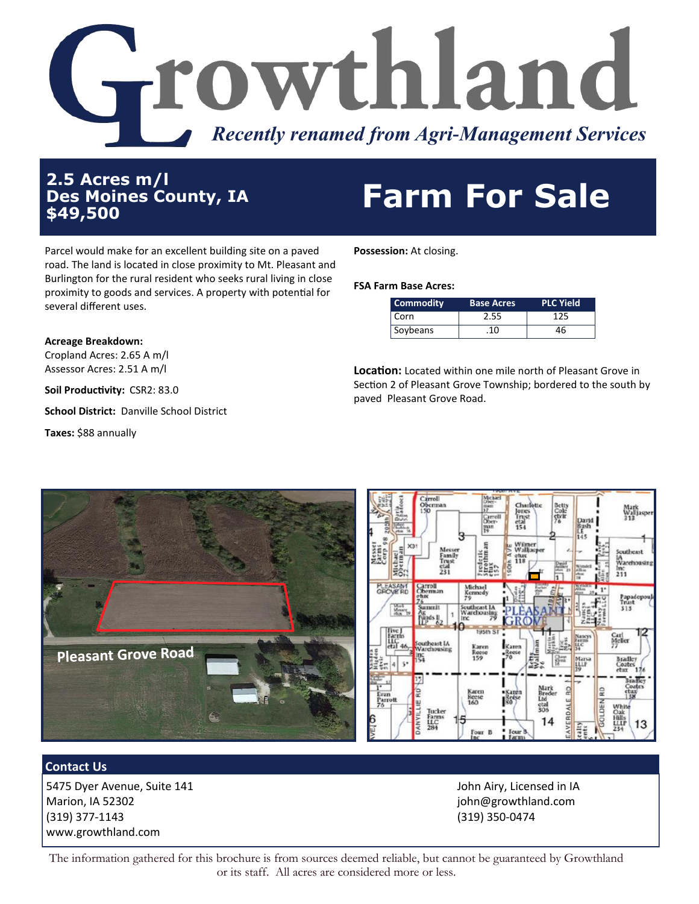# Growthland

*Recently renamed from Agri-Management Services*

**2.5 Acres m/l**
**Des Moines County, IA**
**$49,500**

# Farm For Sale

Parcel would make for an excellent building site on a paved road. The land is located in close proximity to Mt. Pleasant and Burlington for the rural resident who seeks rural living in close proximity to goods and services. A property with potential for several different uses.

**Acreage Breakdown:**
Cropland Acres: 2.65 A m/l
Assessor Acres: 2.51 A m/l

**Soil Productivity:** CSR2: 83.0

**School District:** Danville School District

**Taxes:** $88 annually

**Possession:** At closing.

**FSA Farm Base Acres:**

| Commodity | Base Acres | PLC Yield |
|---|---|---|
| Corn | 2.55 | 125 |
| Soybeans | .10 | 46 |

**Location:** Located within one mile north of Pleasant Grove in Section 2 of Pleasant Grove Township; bordered to the south by paved Pleasant Grove Road.

Pleasant Grove Road

## Contact Us

5475 Dyer Avenue, Suite 141
Marion, IA 52302
(319) 377-1143
www.growthland.com

John Airy, Licensed in IA
john@growthland.com
(319) 350-0474

The information gathered for this brochure is from sources deemed reliable, but cannot be guaranteed by Growthland or its staff. All acres are considered more or less.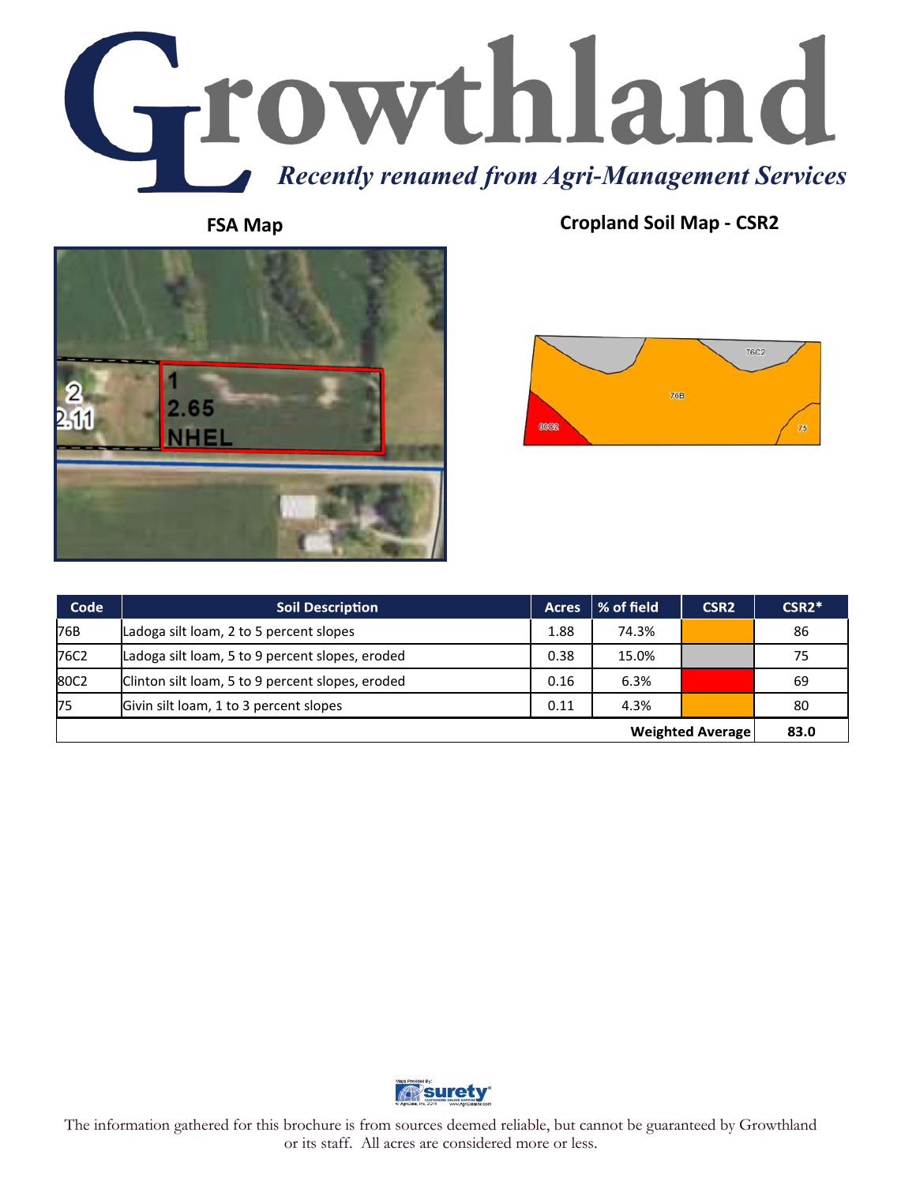# Growthland

*Recently renamed from Agri-Management Services*

**FSA Map**

**Cropland Soil Map - CSR2**

| Code | Soil Description | Acres | % of field | CSR2 | CSR2* |
|---|---|---|---|---|---|
| 76B | Ladoga silt loam, 2 to 5 percent slopes | 1.88 | 74.3% | | 86 |
| 76C2 | Ladoga silt loam, 5 to 9 percent slopes, eroded | 0.38 | 15.0% | | 75 |
| 80C2 | Clinton silt loam, 5 to 9 percent slopes, eroded | 0.16 | 6.3% | | 69 |
| 75 | Givin silt loam, 1 to 3 percent slopes | 0.11 | 4.3% | | 80 |
| | | | | **Weighted Average** | **83.0** |

The information gathered for this brochure is from sources deemed reliable, but cannot be guaranteed by Growthland or its staff. All acres are considered more or less.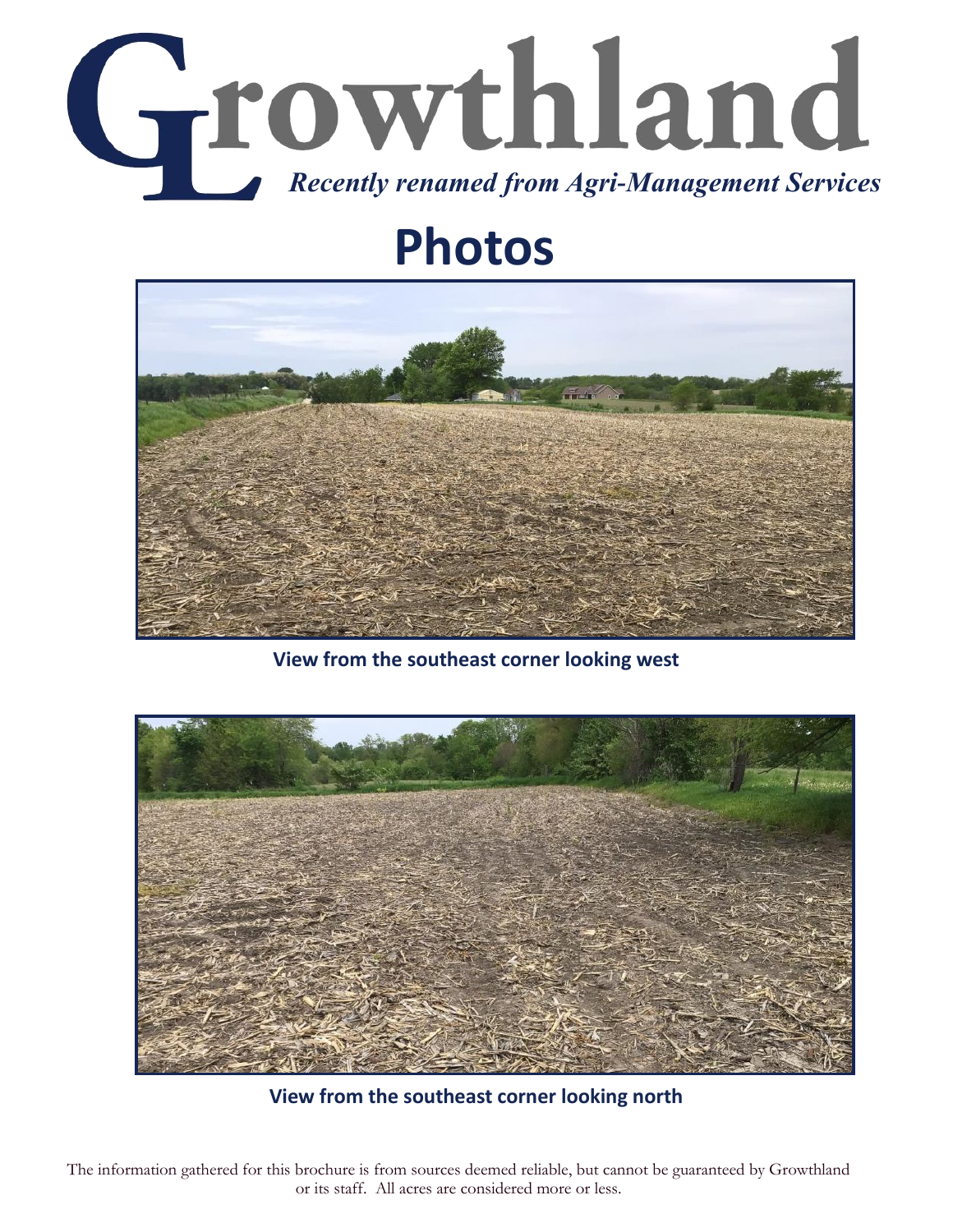# Growthland

*Recently renamed from Agri-Management Services*

## Photos

**View from the southeast corner looking west**

**View from the southeast corner looking north**

The information gathered for this brochure is from sources deemed reliable, but cannot be guaranteed by Growthland or its staff. All acres are considered more or less.